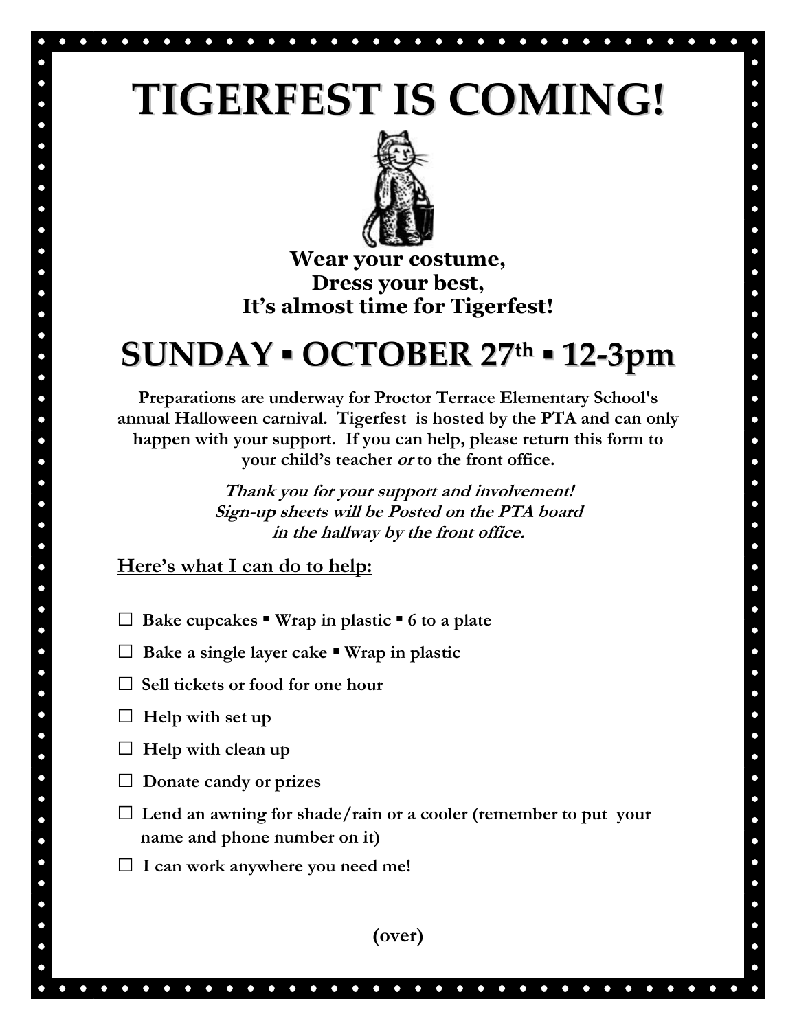# TIGERFEST IS COMING!

**Wear your costume,**
**Dress your best,**
**It's almost time for Tigerfest!**

## SUNDAY ▪ OCTOBER 27th ▪ 12-3pm

**Preparations are underway for Proctor Terrace Elementary School's annual Halloween carnival. Tigerfest is hosted by the PTA and can only happen with your support. If you can help, please return this form to your child's teacher *or* to the front office.**

***Thank you for your support and involvement!***
***Sign-up sheets will be Posted on the PTA board***
***in the hallway by the front office.***

**Here's what I can do to help:**

- ☐ **Bake cupcakes ▪ Wrap in plastic ▪ 6 to a plate**
- ☐ **Bake a single layer cake ▪ Wrap in plastic**
- ☐ **Sell tickets or food for one hour**
- ☐ **Help with set up**
- ☐ **Help with clean up**
- ☐ **Donate candy or prizes**
- ☐ **Lend an awning for shade/rain or a cooler (remember to put your name and phone number on it)**
- ☐ **I can work anywhere you need me!**

**(over)**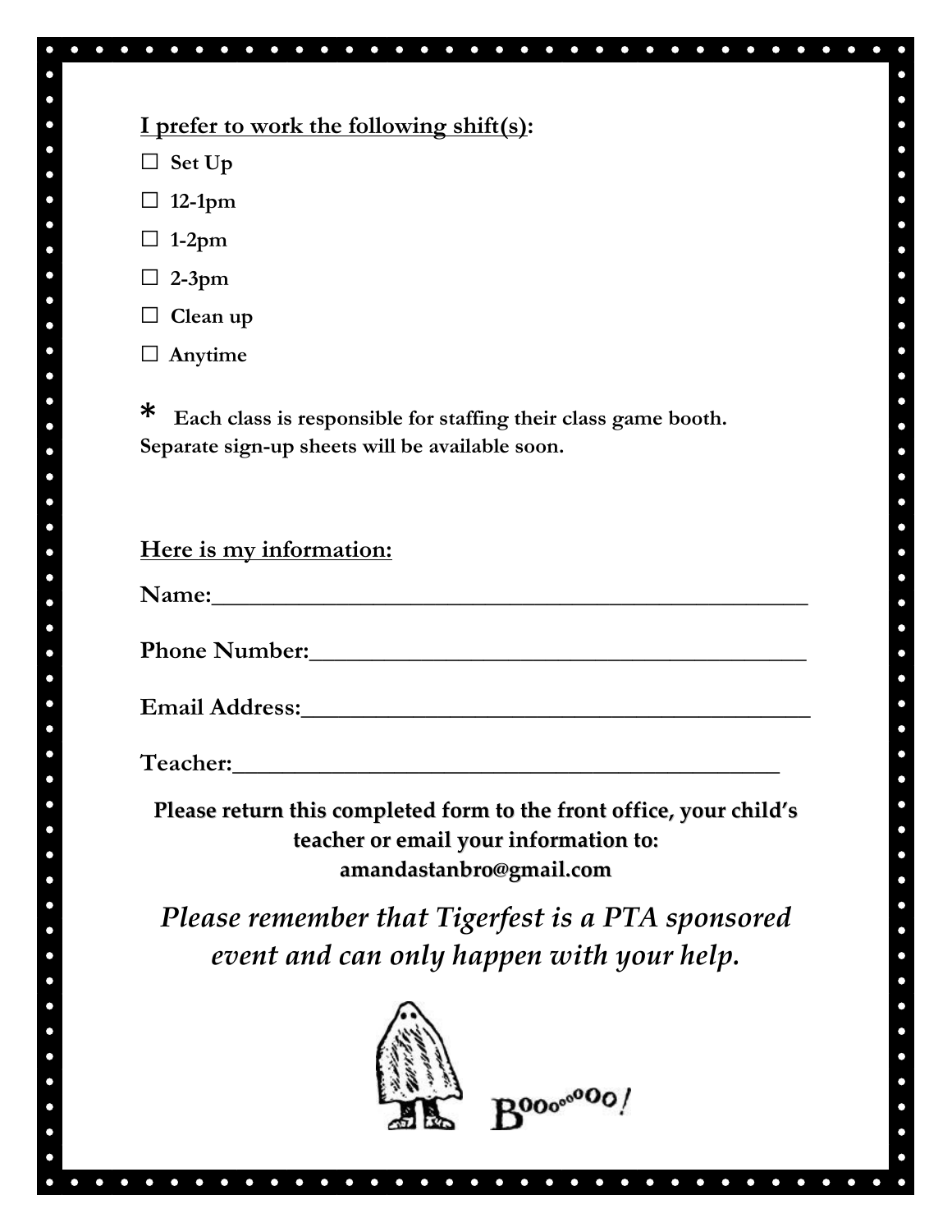**<u>I prefer to work the following shift(s)</u>:**

- ☐ **Set Up**
- ☐ **12-1pm**
- ☐ **1-2pm**
- ☐ **2-3pm**
- ☐ **Clean up**
- ☐ **Anytime**

**\* Each class is responsible for staffing their class game booth. Separate sign-up sheets will be available soon.**

**<u>Here is my information:</u>**

**Name:**_______________________________________________

**Phone Number:**________________________________________

**Email Address:**_________________________________________

**Teacher:**_____________________________________________

**Please return this completed form to the front office, your child's teacher or email your information to: amandastanbro@gmail.com**

*Please remember that Tigerfest is a PTA sponsored event and can only happen with your help.*